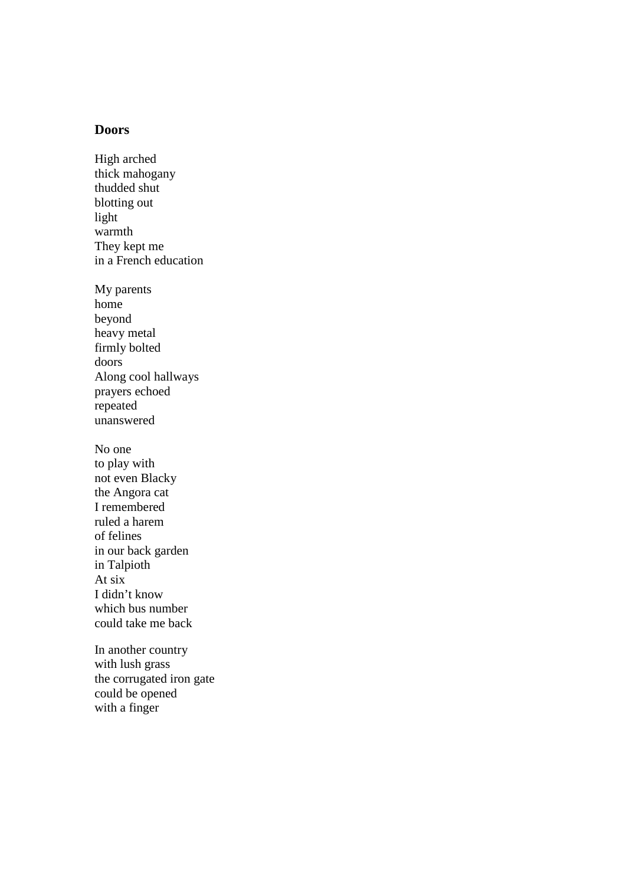**Doors**

High arched  
thick mahogany  
thudded shut  
blotting out  
light  
warmth  
They kept me  
in a French education

My parents  
home  
beyond  
heavy metal  
firmly bolted  
doors  
Along cool hallways  
prayers echoed  
repeated  
unanswered

No one  
to play with  
not even Blacky  
the Angora cat  
I remembered  
ruled a harem  
of felines  
in our back garden  
in Talpioth  
At six  
I didn't know  
which bus number  
could take me back

In another country  
with lush grass  
the corrugated iron gate  
could be opened  
with a finger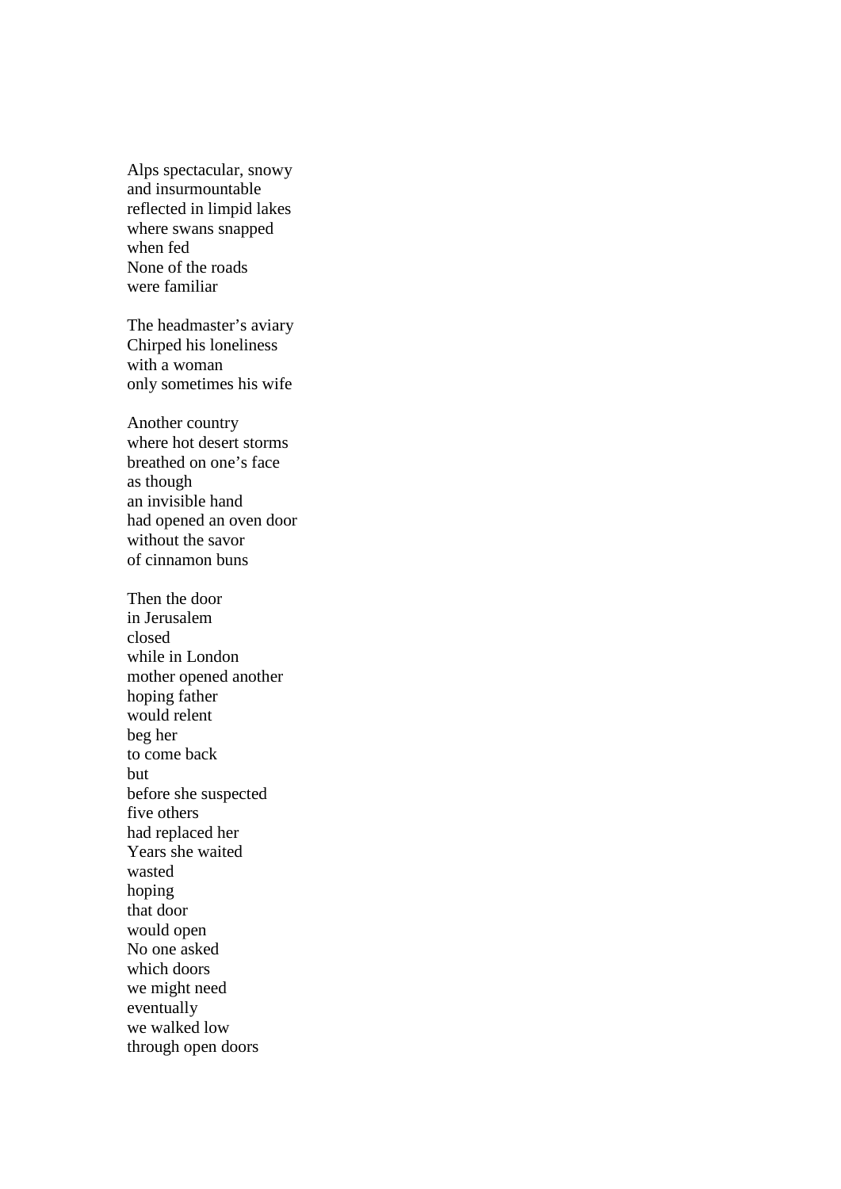Alps spectacular, snowy  
and insurmountable  
reflected in limpid lakes  
where swans snapped  
when fed  
None of the roads  
were familiar

The headmaster's aviary  
Chirped his loneliness  
with a woman  
only sometimes his wife

Another country  
where hot desert storms  
breathed on one's face  
as though  
an invisible hand  
had opened an oven door  
without the savor  
of cinnamon buns

Then the door  
in Jerusalem  
closed  
while in London  
mother opened another  
hoping father  
would relent  
beg her  
to come back  
but  
before she suspected  
five others  
had replaced her  
Years she waited  
wasted  
hoping  
that door  
would open  
No one asked  
which doors  
we might need  
eventually  
we walked low  
through open doors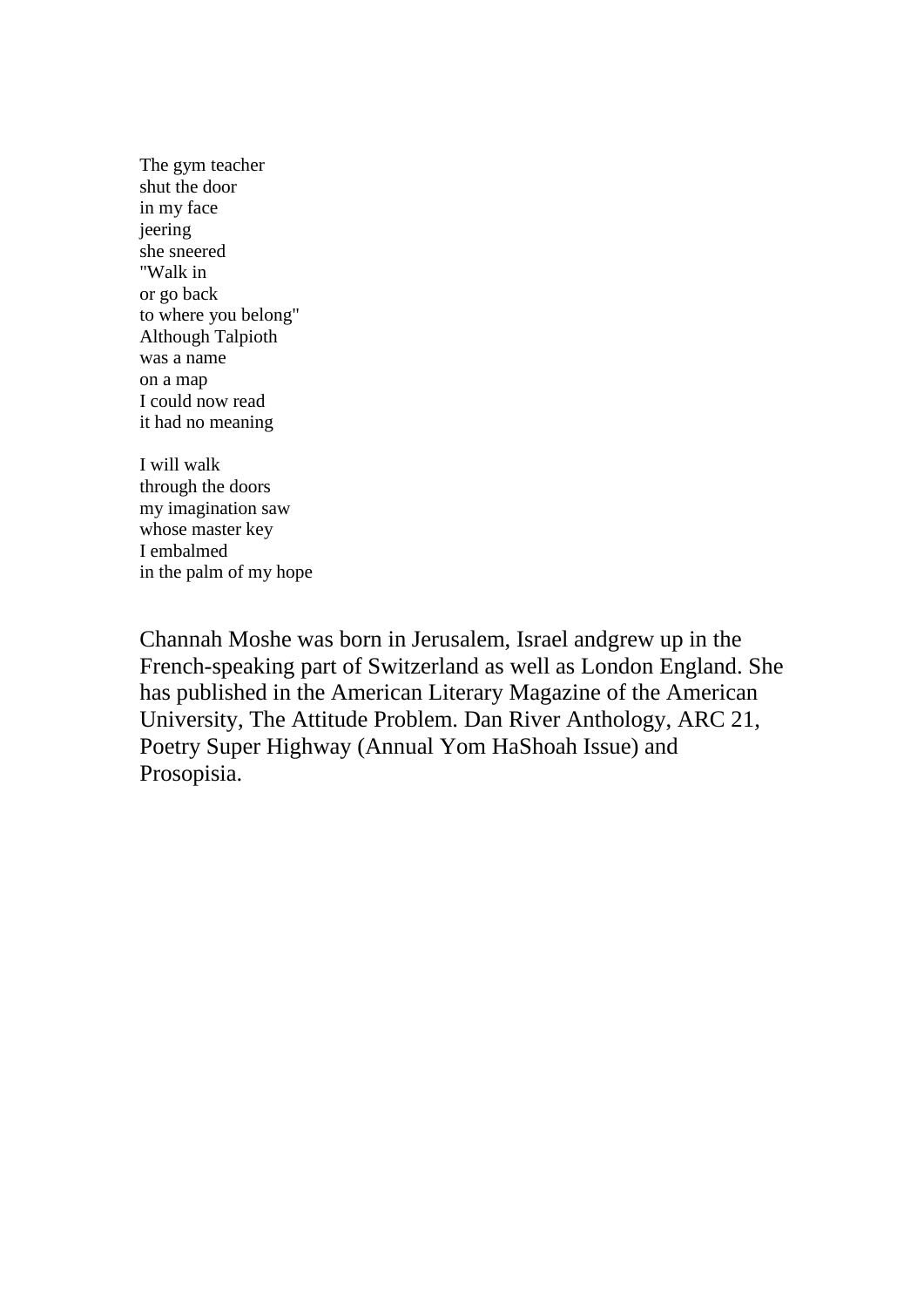The gym teacher  
shut the door  
in my face  
jeering  
she sneered  
"Walk in  
or go back  
to where you belong"  
Although Talpioth  
was a name  
on a map  
I could now read  
it had no meaning

I will walk  
through the doors  
my imagination saw  
whose master key  
I embalmed  
in the palm of my hope

Channah Moshe was born in Jerusalem, Israel andgrew up in the French-speaking part of Switzerland as well as London England. She has published in the American Literary Magazine of the American University, The Attitude Problem. Dan River Anthology, ARC 21, Poetry Super Highway (Annual Yom HaShoah Issue) and Prosopisia.